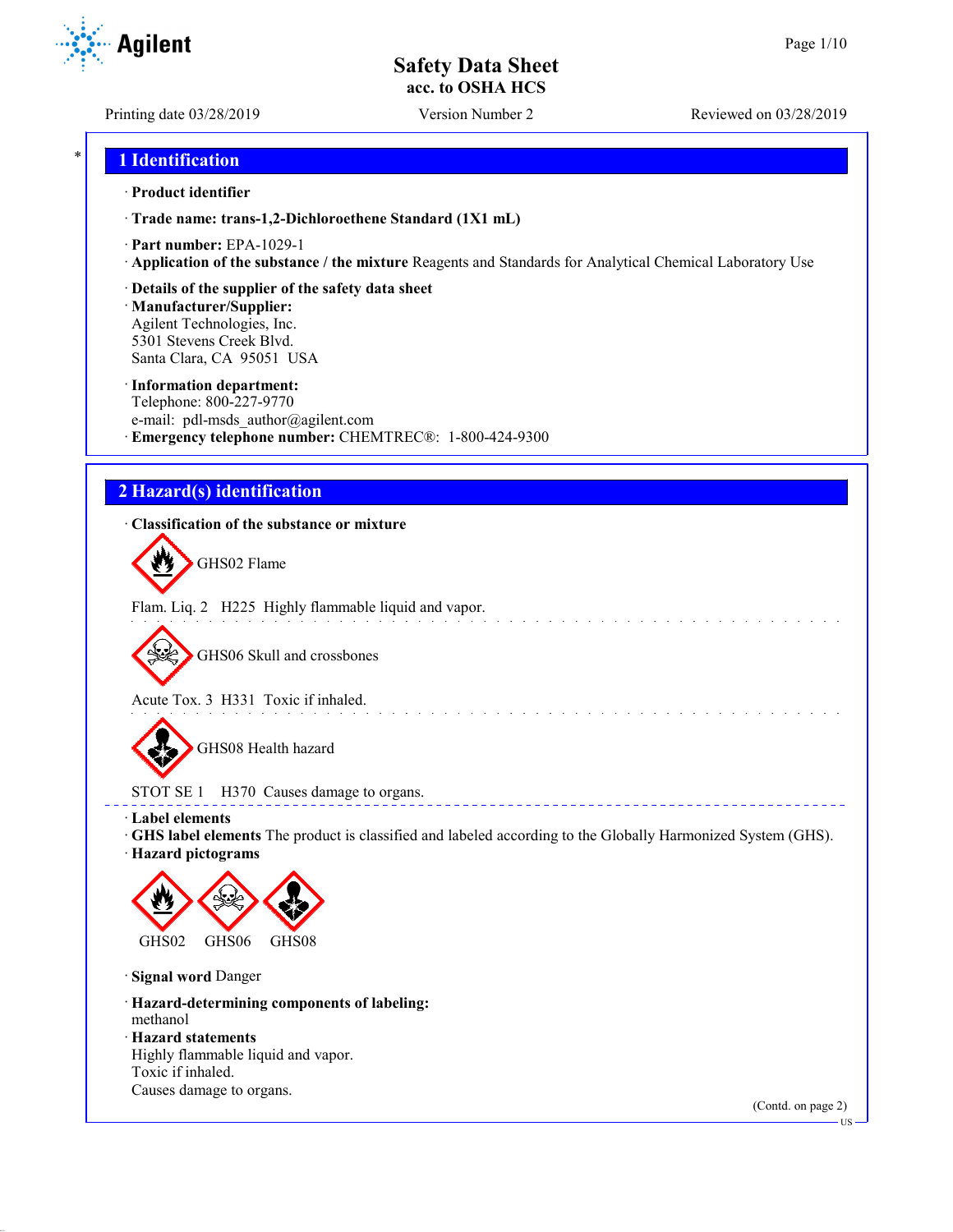# Safety Data Sheet
**acc. to OSHA HCS**

Printing date 03/28/2019 | Version Number 2 | Reviewed on 03/28/2019

## 1 Identification

· **Product identifier**

· **Trade name: trans-1,2-Dichloroethene Standard (1X1 mL)**

· **Part number:** EPA-1029-1
· **Application of the substance / the mixture** Reagents and Standards for Analytical Chemical Laboratory Use

· **Details of the supplier of the safety data sheet**
· **Manufacturer/Supplier:**
Agilent Technologies, Inc.
5301 Stevens Creek Blvd.
Santa Clara, CA 95051 USA

· **Information department:**
Telephone: 800-227-9770
e-mail: pdl-msds_author@agilent.com
· **Emergency telephone number:** CHEMTREC®: 1-800-424-9300

## 2 Hazard(s) identification

· **Classification of the substance or mixture**

GHS02 Flame

Flam. Liq. 2 H225 Highly flammable liquid and vapor.

GHS06 Skull and crossbones

Acute Tox. 3 H331 Toxic if inhaled.

GHS08 Health hazard

STOT SE 1 H370 Causes damage to organs.

· **Label elements**
· **GHS label elements** The product is classified and labeled according to the Globally Harmonized System (GHS).
· **Hazard pictograms**

GHS02 GHS06 GHS08

· **Signal word** Danger

· **Hazard-determining components of labeling:**
methanol
· **Hazard statements**
Highly flammable liquid and vapor.
Toxic if inhaled.
Causes damage to organs.

(Contd. on page 2)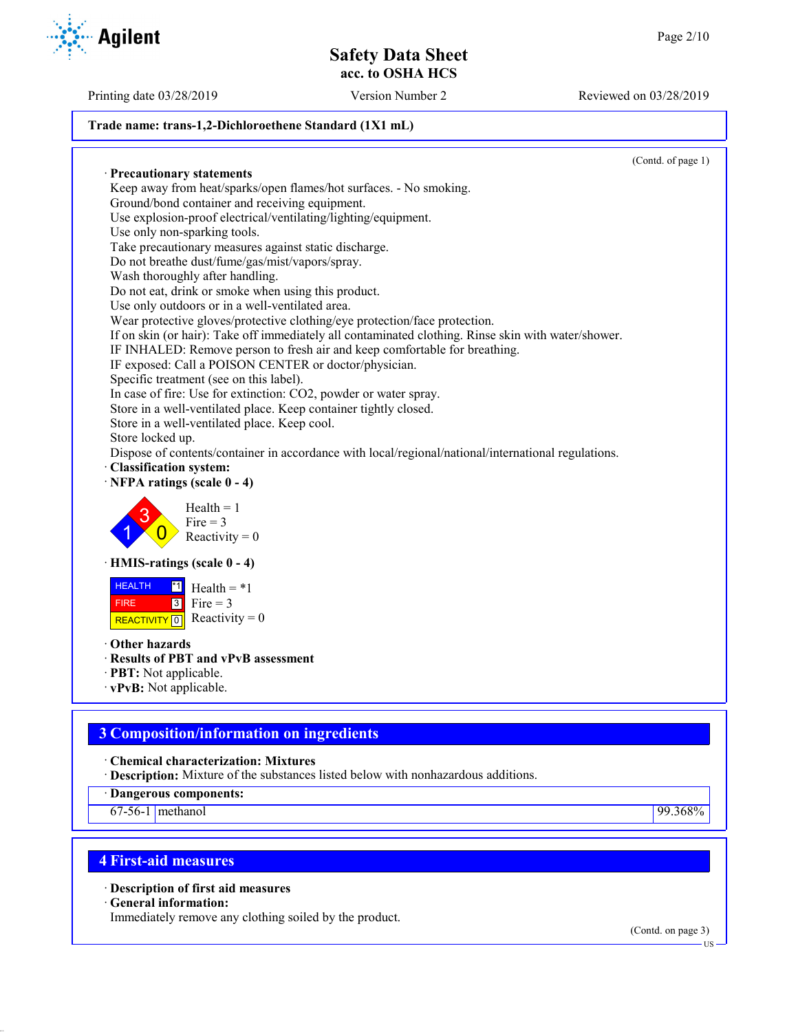**Trade name: trans-1,2-Dichloroethene Standard (1X1 mL)**

(Contd. of page 1)

· **Precautionary statements**
Keep away from heat/sparks/open flames/hot surfaces. - No smoking.
Ground/bond container and receiving equipment.
Use explosion-proof electrical/ventilating/lighting/equipment.
Use only non-sparking tools.
Take precautionary measures against static discharge.
Do not breathe dust/fume/gas/mist/vapors/spray.
Wash thoroughly after handling.
Do not eat, drink or smoke when using this product.
Use only outdoors or in a well-ventilated area.
Wear protective gloves/protective clothing/eye protection/face protection.
If on skin (or hair): Take off immediately all contaminated clothing. Rinse skin with water/shower.
IF INHALED: Remove person to fresh air and keep comfortable for breathing.
IF exposed: Call a POISON CENTER or doctor/physician.
Specific treatment (see on this label).
In case of fire: Use for extinction: CO2, powder or water spray.
Store in a well-ventilated place. Keep container tightly closed.
Store in a well-ventilated place. Keep cool.
Store locked up.
Dispose of contents/container in accordance with local/regional/national/international regulations.

· **Classification system:**

· **NFPA ratings (scale 0 - 4)**

Health = 1
Fire = 3
Reactivity = 0

· **HMIS-ratings (scale 0 - 4)**

| | |
|---|---|
| HEALTH | *1 |
| FIRE | 3 |
| REACTIVITY | 0 |

Health = *1
Fire = 3
Reactivity = 0

· **Other hazards**
· **Results of PBT and vPvB assessment**
· **PBT:** Not applicable.
· **vPvB:** Not applicable.

## 3 Composition/information on ingredients

· **Chemical characterization: Mixtures**
· **Description:** Mixture of the substances listed below with nonhazardous additions.

| · Dangerous components: | | |
|---|---|---|
| 67-56-1 | methanol | 99.368% |

## 4 First-aid measures

· **Description of first aid measures**
· **General information:**
Immediately remove any clothing soiled by the product.

(Contd. on page 3)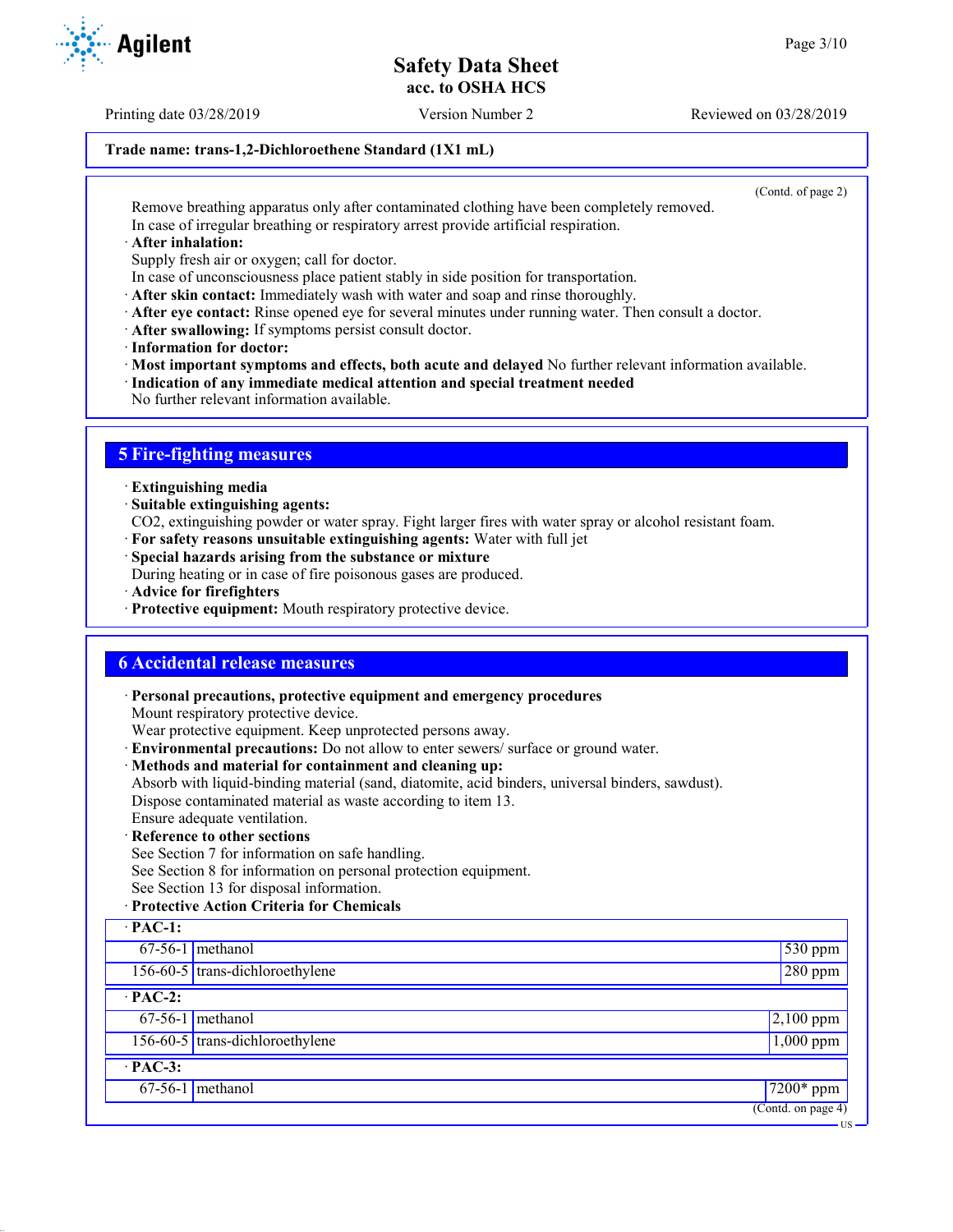**Trade name: trans-1,2-Dichloroethene Standard (1X1 mL)**

(Contd. of page 2)

Remove breathing apparatus only after contaminated clothing have been completely removed.
In case of irregular breathing or respiratory arrest provide artificial respiration.

· **After inhalation:**
Supply fresh air or oxygen; call for doctor.
In case of unconsciousness place patient stably in side position for transportation.
· **After skin contact:** Immediately wash with water and soap and rinse thoroughly.
· **After eye contact:** Rinse opened eye for several minutes under running water. Then consult a doctor.
· **After swallowing:** If symptoms persist consult doctor.
· **Information for doctor:**
· **Most important symptoms and effects, both acute and delayed** No further relevant information available.
· **Indication of any immediate medical attention and special treatment needed**
No further relevant information available.

## 5 Fire-fighting measures

· **Extinguishing media**
· **Suitable extinguishing agents:**
$CO_2$, extinguishing powder or water spray. Fight larger fires with water spray or alcohol resistant foam.
· **For safety reasons unsuitable extinguishing agents:** Water with full jet
· **Special hazards arising from the substance or mixture**
During heating or in case of fire poisonous gases are produced.
· **Advice for firefighters**
· **Protective equipment:** Mouth respiratory protective device.

## 6 Accidental release measures

· **Personal precautions, protective equipment and emergency procedures**
Mount respiratory protective device.
Wear protective equipment. Keep unprotected persons away.
· **Environmental precautions:** Do not allow to enter sewers/ surface or ground water.
· **Methods and material for containment and cleaning up:**
Absorb with liquid-binding material (sand, diatomite, acid binders, universal binders, sawdust).
Dispose contaminated material as waste according to item 13.
Ensure adequate ventilation.
· **Reference to other sections**
See Section 7 for information on safe handling.
See Section 8 for information on personal protection equipment.
See Section 13 for disposal information.
· **Protective Action Criteria for Chemicals**

| · **PAC-1:** | | |
|---|---|---|
| 67-56-1 | methanol | 530 ppm |
| 156-60-5 | trans-dichloroethylene | 280 ppm |
| · **PAC-2:** | | |
| 67-56-1 | methanol | 2,100 ppm |
| 156-60-5 | trans-dichloroethylene | 1,000 ppm |
| · **PAC-3:** | | |
| 67-56-1 | methanol | 7200* ppm |

(Contd. on page 4)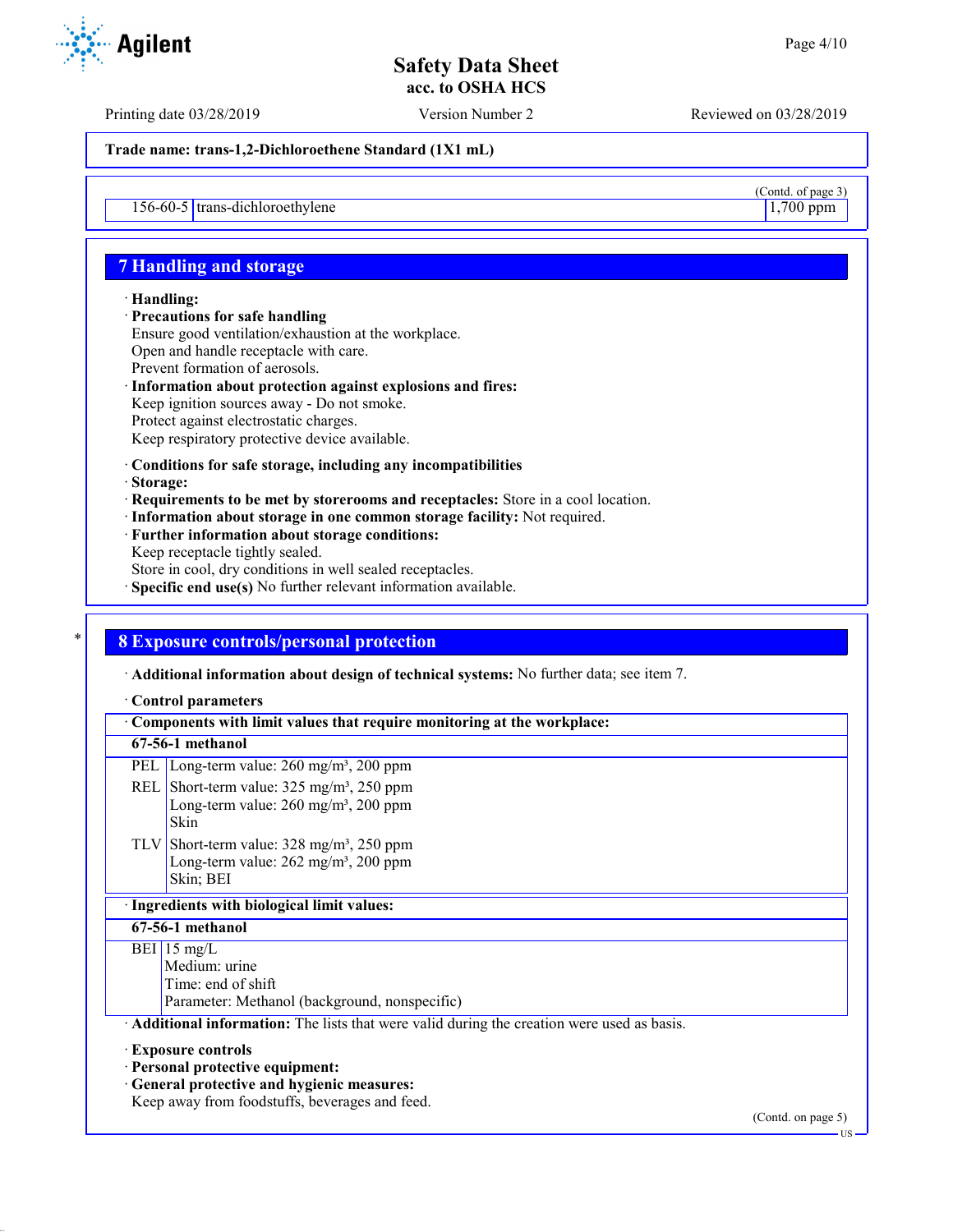(Contd. of page 3)

| 156-60-5 | trans-dichloroethylene | 1,700 ppm |
|---|---|---|

## 7 Handling and storage

· **Handling:**
· **Precautions for safe handling**
Ensure good ventilation/exhaustion at the workplace.
Open and handle receptacle with care.
Prevent formation of aerosols.
· **Information about protection against explosions and fires:**
Keep ignition sources away - Do not smoke.
Protect against electrostatic charges.
Keep respiratory protective device available.

· **Conditions for safe storage, including any incompatibilities**
· **Storage:**
· **Requirements to be met by storerooms and receptacles:** Store in a cool location.
· **Information about storage in one common storage facility:** Not required.
· **Further information about storage conditions:**
Keep receptacle tightly sealed.
Store in cool, dry conditions in well sealed receptacles.
· **Specific end use(s)** No further relevant information available.

## 8 Exposure controls/personal protection

· **Additional information about design of technical systems:** No further data; see item 7.

· **Control parameters**

| · Components with limit values that require monitoring at the workplace: | |
|---|---|
| **67-56-1 methanol** | |
| PEL | Long-term value: 260 mg/m³, 200 ppm |
| REL | Short-term value: 325 mg/m³, 250 ppm<br>Long-term value: 260 mg/m³, 200 ppm<br>Skin |
| TLV | Short-term value: 328 mg/m³, 250 ppm<br>Long-term value: 262 mg/m³, 200 ppm<br>Skin; BEI |

| · Ingredients with biological limit values: | |
|---|---|
| **67-56-1 methanol** | |
| BEI | 15 mg/L<br>Medium: urine<br>Time: end of shift<br>Parameter: Methanol (background, nonspecific) |

· **Additional information:** The lists that were valid during the creation were used as basis.

· **Exposure controls**
· **Personal protective equipment:**
· **General protective and hygienic measures:**
Keep away from foodstuffs, beverages and feed.

(Contd. on page 5)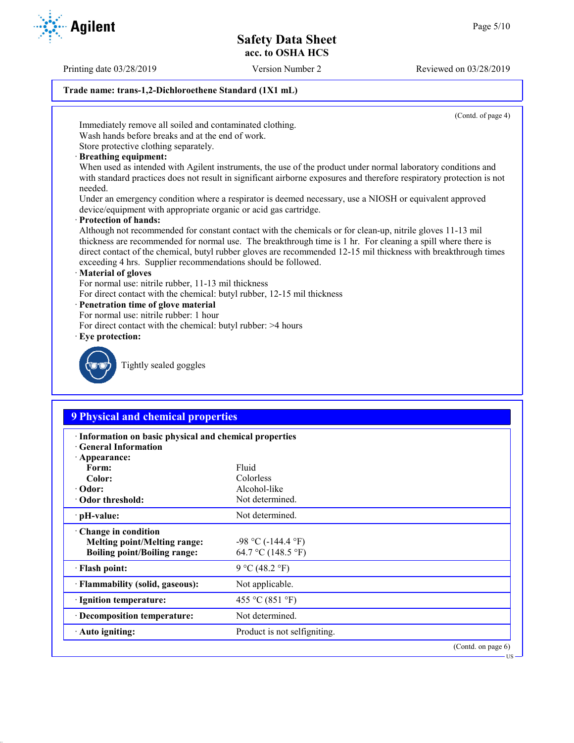Trade name: trans-1,2-Dichloroethene Standard (1X1 mL)

(Contd. of page 4)

Immediately remove all soiled and contaminated clothing.
Wash hands before breaks and at the end of work.
Store protective clothing separately.

· **Breathing equipment:**
When used as intended with Agilent instruments, the use of the product under normal laboratory conditions and with standard practices does not result in significant airborne exposures and therefore respiratory protection is not needed.
Under an emergency condition where a respirator is deemed necessary, use a NIOSH or equivalent approved device/equipment with appropriate organic or acid gas cartridge.

· **Protection of hands:**
Although not recommended for constant contact with the chemicals or for clean-up, nitrile gloves 11-13 mil thickness are recommended for normal use. The breakthrough time is 1 hr. For cleaning a spill where there is direct contact of the chemical, butyl rubber gloves are recommended 12-15 mil thickness with breakthrough times exceeding 4 hrs. Supplier recommendations should be followed.

· **Material of gloves**
For normal use: nitrile rubber, 11-13 mil thickness
For direct contact with the chemical: butyl rubber, 12-15 mil thickness

· **Penetration time of glove material**
For normal use: nitrile rubber: 1 hour
For direct contact with the chemical: butyl rubber: >4 hours

· **Eye protection:**
Tightly sealed goggles

## 9 Physical and chemical properties

| | |
|---|---|
| · **Information on basic physical and chemical properties** | |
| · **General Information** | |
| · **Appearance:** | |
| **Form:** | Fluid |
| **Color:** | Colorless |
| · **Odor:** | Alcohol-like |
| · **Odor threshold:** | Not determined. |
| · **pH-value:** | Not determined. |
| · **Change in condition** | |
| **Melting point/Melting range:** | -98 °C (-144.4 °F) |
| **Boiling point/Boiling range:** | 64.7 °C (148.5 °F) |
| · **Flash point:** | 9 °C (48.2 °F) |
| · **Flammability (solid, gaseous):** | Not applicable. |
| · **Ignition temperature:** | 455 °C (851 °F) |
| · **Decomposition temperature:** | Not determined. |
| · **Auto igniting:** | Product is not selfigniting. |

(Contd. on page 6)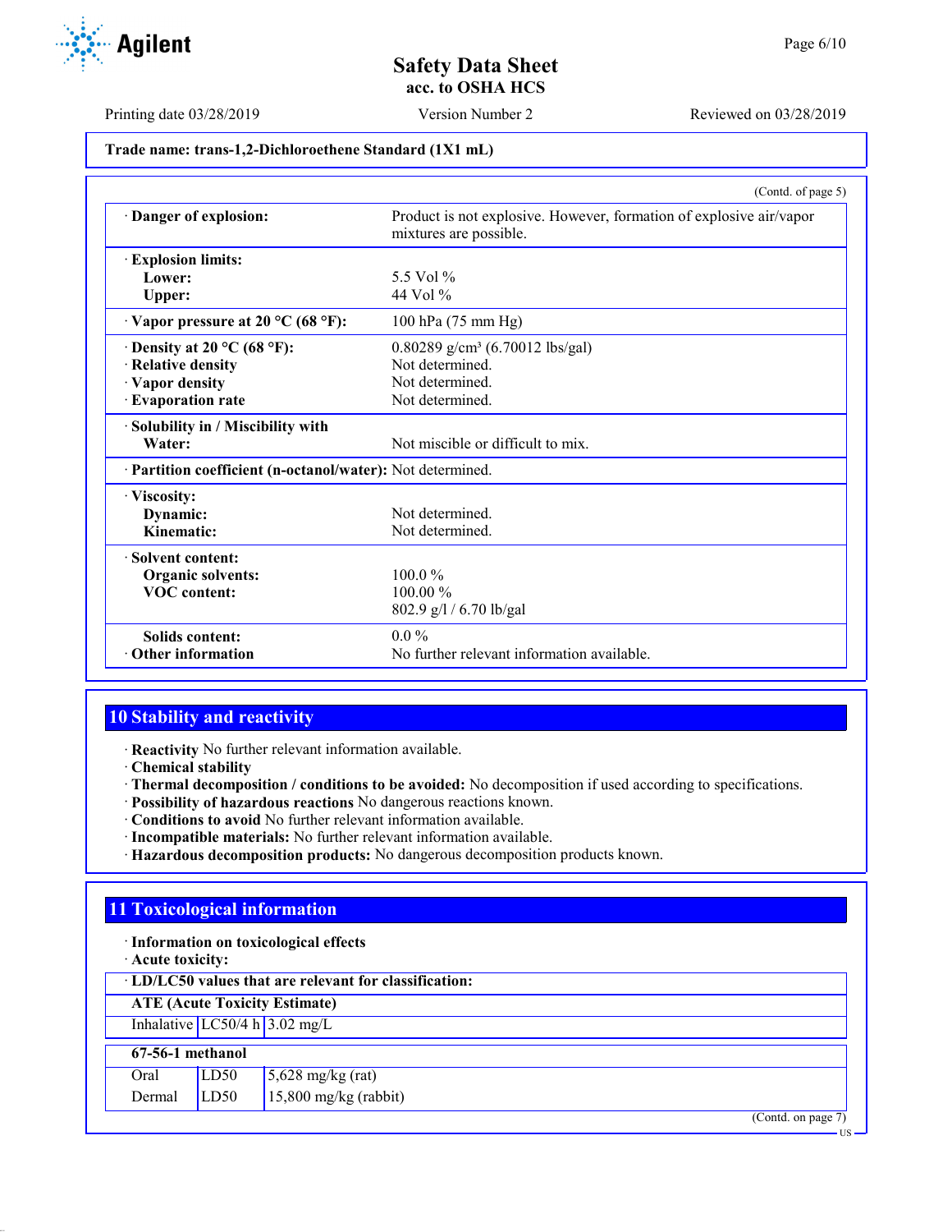**Trade name: trans-1,2-Dichloroethene Standard (1X1 mL)**

(Contd. of page 5)

| | |
|---|---|
| · **Danger of explosion:** | Product is not explosive. However, formation of explosive air/vapor mixtures are possible. |
| · **Explosion limits:** | |
| **Lower:** | 5.5 Vol % |
| **Upper:** | 44 Vol % |
| · **Vapor pressure at 20 °C (68 °F):** | 100 hPa (75 mm Hg) |
| · **Density at 20 °C (68 °F):** | 0.80289 g/cm³ (6.70012 lbs/gal) |
| · **Relative density** | Not determined. |
| · **Vapor density** | Not determined. |
| · **Evaporation rate** | Not determined. |
| · **Solubility in / Miscibility with** | |
| **Water:** | Not miscible or difficult to mix. |
| · **Partition coefficient (n-octanol/water):** | Not determined. |
| · **Viscosity:** | |
| **Dynamic:** | Not determined. |
| **Kinematic:** | Not determined. |
| · **Solvent content:** | |
| **Organic solvents:** | 100.0 % |
| **VOC content:** | 100.00 % |
| | 802.9 g/l / 6.70 lb/gal |
| **Solids content:** | 0.0 % |
| · **Other information** | No further relevant information available. |

## 10 Stability and reactivity

· **Reactivity** No further relevant information available.
· **Chemical stability**
· **Thermal decomposition / conditions to be avoided:** No decomposition if used according to specifications.
· **Possibility of hazardous reactions** No dangerous reactions known.
· **Conditions to avoid** No further relevant information available.
· **Incompatible materials:** No further relevant information available.
· **Hazardous decomposition products:** No dangerous decomposition products known.

## 11 Toxicological information

· **Information on toxicological effects**
· **Acute toxicity:**

· **LD/LC50 values that are relevant for classification:**

| **ATE (Acute Toxicity Estimate)** | | |
|---|---|---|
| Inhalative | LC50/4 h | 3.02 mg/L |

| **67-56-1 methanol** | | |
|---|---|---|
| Oral | LD50 | 5,628 mg/kg (rat) |
| Dermal | LD50 | 15,800 mg/kg (rabbit) |

(Contd. on page 7)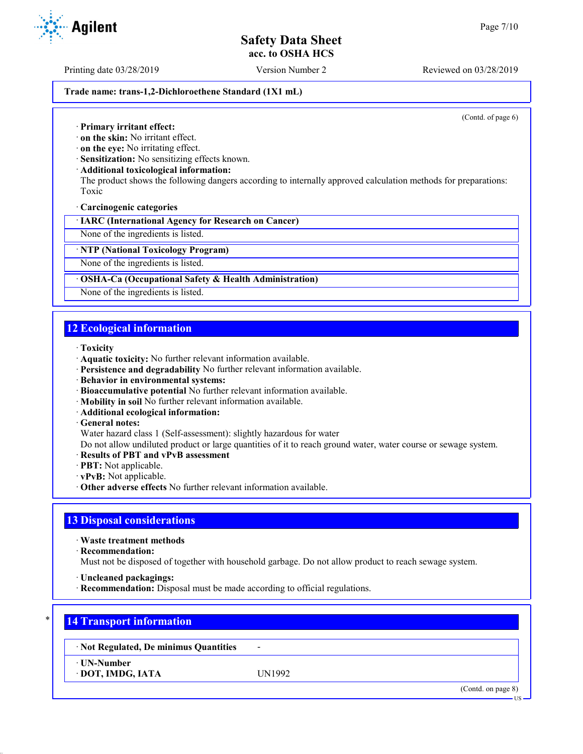**Trade name: trans-1,2-Dichloroethene Standard (1X1 mL)**

(Contd. of page 6)

· **Primary irritant effect:**
· **on the skin:** No irritant effect.
· **on the eye:** No irritating effect.
· **Sensitization:** No sensitizing effects known.
· **Additional toxicological information:**
The product shows the following dangers according to internally approved calculation methods for preparations:
Toxic

· **Carcinogenic categories**

| · IARC (International Agency for Research on Cancer) |
|---|
| None of the ingredients is listed. |

| · NTP (National Toxicology Program) |
|---|
| None of the ingredients is listed. |

| · OSHA-Ca (Occupational Safety & Health Administration) |
|---|
| None of the ingredients is listed. |

## 12 Ecological information

· **Toxicity**
· **Aquatic toxicity:** No further relevant information available.
· **Persistence and degradability** No further relevant information available.
· **Behavior in environmental systems:**
· **Bioaccumulative potential** No further relevant information available.
· **Mobility in soil** No further relevant information available.
· **Additional ecological information:**
· **General notes:**
Water hazard class 1 (Self-assessment): slightly hazardous for water
Do not allow undiluted product or large quantities of it to reach ground water, water course or sewage system.
· **Results of PBT and vPvB assessment**
· **PBT:** Not applicable.
· **vPvB:** Not applicable.
· **Other adverse effects** No further relevant information available.

## 13 Disposal considerations

· **Waste treatment methods**
· **Recommendation:**
Must not be disposed of together with household garbage. Do not allow product to reach sewage system.

· **Uncleaned packagings:**
· **Recommendation:** Disposal must be made according to official regulations.

## * 14 Transport information

| · Not Regulated, De minimus Quantities | - |
|---|---|
| · UN-Number<br>· DOT, IMDG, IATA | UN1992 |

(Contd. on page 8)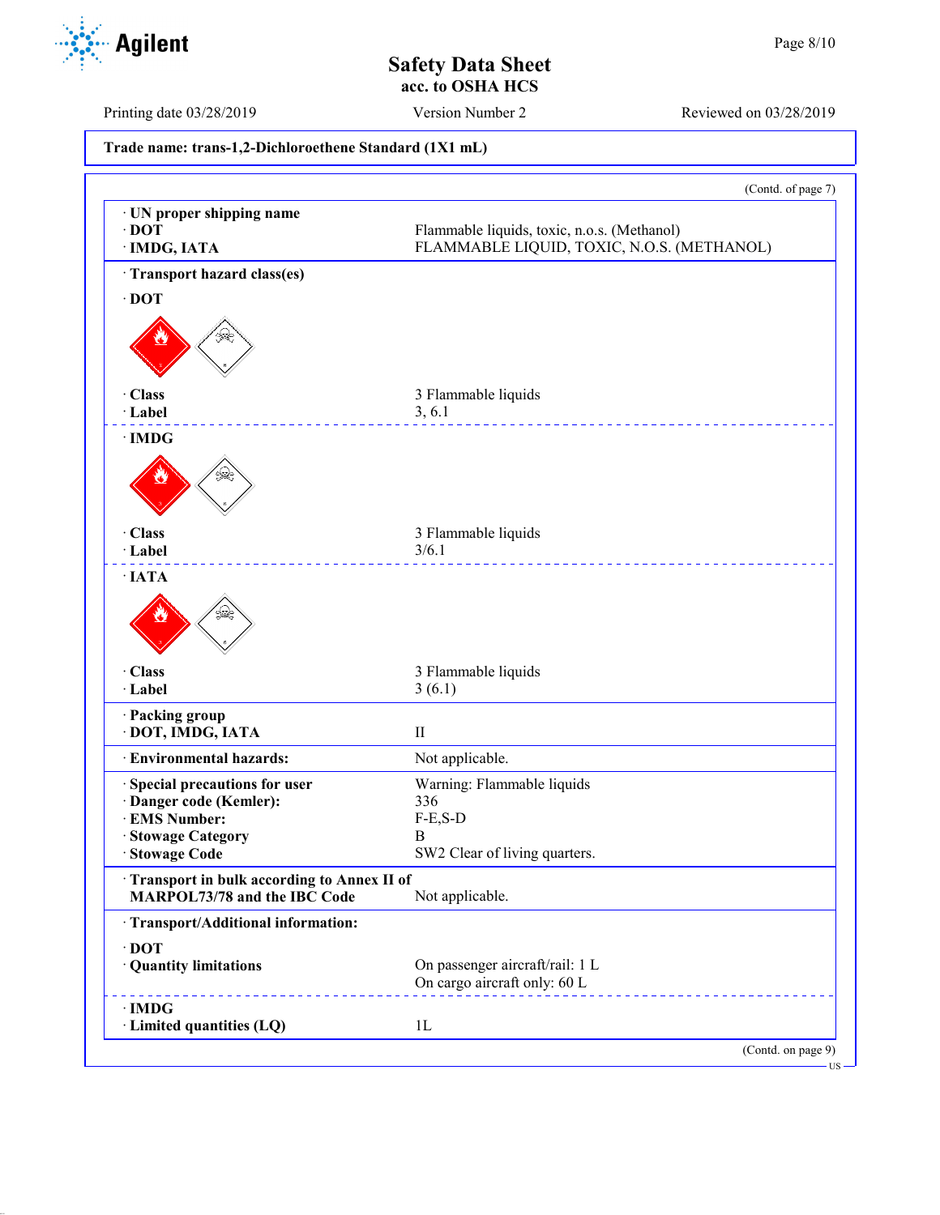**Trade name: trans-1,2-Dichloroethene Standard (1X1 mL)**

(Contd. of page 7)

| | |
|---|---|
| · **UN proper shipping name** | |
| · **DOT** | Flammable liquids, toxic, n.o.s. (Methanol) |
| · **IMDG, IATA** | FLAMMABLE LIQUID, TOXIC, N.O.S. (METHANOL) |

· **Transport hazard class(es)**

· **DOT**

| | |
|---|---|
| · **Class** | 3 Flammable liquids |
| · **Label** | 3, 6.1 |

· **IMDG**

| | |
|---|---|
| · **Class** | 3 Flammable liquids |
| · **Label** | 3/6.1 |

· **IATA**

| | |
|---|---|
| · **Class** | 3 Flammable liquids |
| · **Label** | 3 (6.1) |

| | |
|---|---|
| · **Packing group** | |
| · **DOT, IMDG, IATA** | II |
| · **Environmental hazards:** | Not applicable. |
| · **Special precautions for user** | Warning: Flammable liquids |
| · **Danger code (Kemler):** | 336 |
| · **EMS Number:** | F-E,S-D |
| · **Stowage Category** | B |
| · **Stowage Code** | SW2 Clear of living quarters. |
| · **Transport in bulk according to Annex II of MARPOL73/78 and the IBC Code** | Not applicable. |

· **Transport/Additional information:**

· **DOT**

| | |
|---|---|
| · **Quantity limitations** | On passenger aircraft/rail: 1 L<br>On cargo aircraft only: 60 L |

· **IMDG**

| | |
|---|---|
| · **Limited quantities (LQ)** | 1L |

(Contd. on page 9)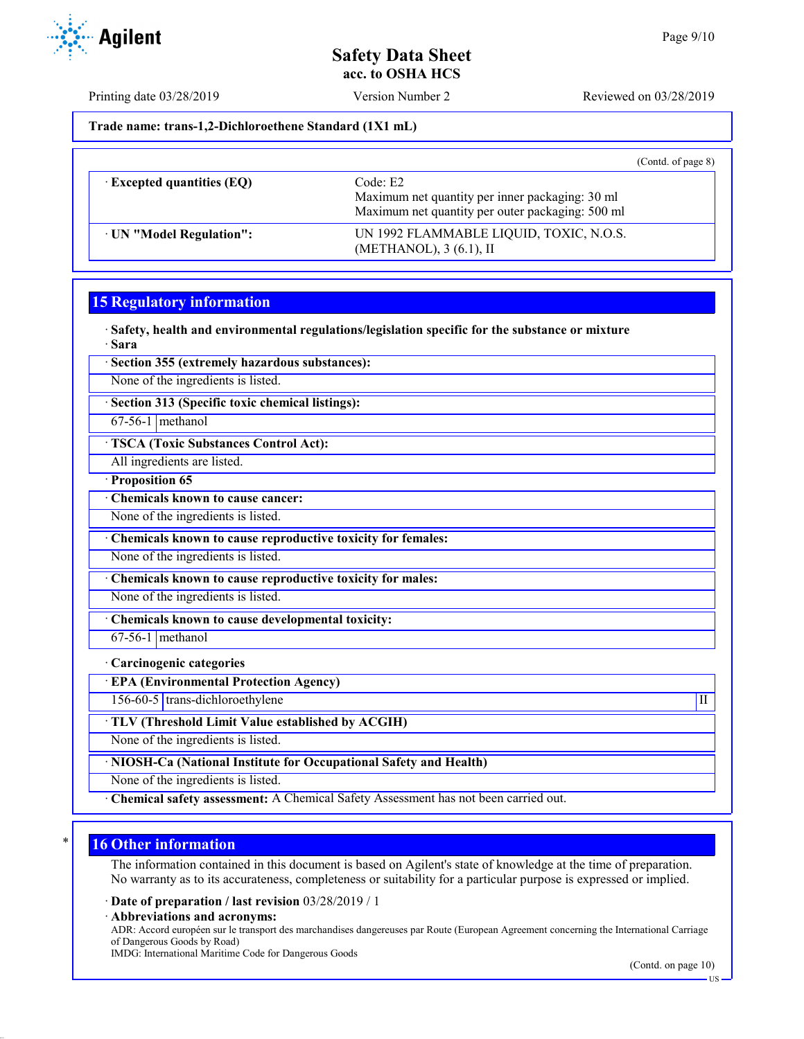Trade name: trans-1,2-Dichloroethene Standard (1X1 mL)

(Contd. of page 8)

| | |
|---|---|
| · Excepted quantities (EQ) | Code: E2<br>Maximum net quantity per inner packaging: 30 ml<br>Maximum net quantity per outer packaging: 500 ml |
| · UN "Model Regulation": | UN 1992 FLAMMABLE LIQUID, TOXIC, N.O.S. (METHANOL), 3 (6.1), II |

## 15 Regulatory information

· **Safety, health and environmental regulations/legislation specific for the substance or mixture**

· **Sara**

· **Section 355 (extremely hazardous substances):**

None of the ingredients is listed.

· **Section 313 (Specific toxic chemical listings):**

| | |
|---|---|
| 67-56-1 | methanol |

· **TSCA (Toxic Substances Control Act):**

All ingredients are listed.

· **Proposition 65**

· **Chemicals known to cause cancer:**

None of the ingredients is listed.

· **Chemicals known to cause reproductive toxicity for females:**

None of the ingredients is listed.

· **Chemicals known to cause reproductive toxicity for males:**

None of the ingredients is listed.

· **Chemicals known to cause developmental toxicity:**

| | |
|---|---|
| 67-56-1 | methanol |

· **Carcinogenic categories**

· **EPA (Environmental Protection Agency)**

| | | |
|---|---|---|
| 156-60-5 | trans-dichloroethylene | II |

· **TLV (Threshold Limit Value established by ACGIH)**

None of the ingredients is listed.

· **NIOSH-Ca (National Institute for Occupational Safety and Health)**

None of the ingredients is listed.

· **Chemical safety assessment:** A Chemical Safety Assessment has not been carried out.

## 16 Other information

The information contained in this document is based on Agilent's state of knowledge at the time of preparation. No warranty as to its accurateness, completeness or suitability for a particular purpose is expressed or implied.

· **Date of preparation / last revision** 03/28/2019 / 1

· **Abbreviations and acronyms:**

ADR: Accord européen sur le transport des marchandises dangereuses par Route (European Agreement concerning the International Carriage of Dangerous Goods by Road)
IMDG: International Maritime Code for Dangerous Goods

(Contd. on page 10)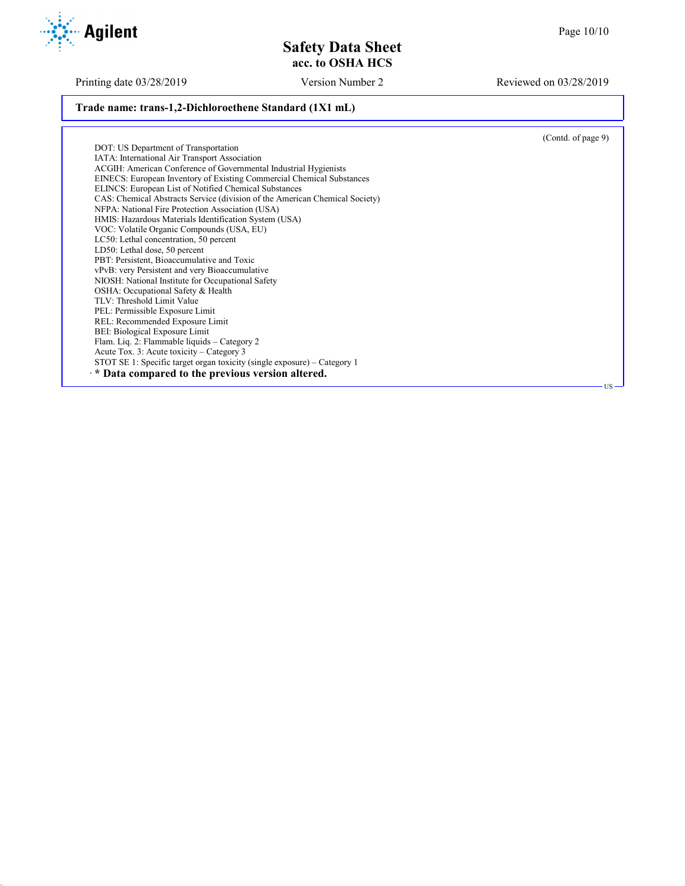(Contd. of page 9)

DOT: US Department of Transportation
IATA: International Air Transport Association
ACGIH: American Conference of Governmental Industrial Hygienists
EINECS: European Inventory of Existing Commercial Chemical Substances
ELINCS: European List of Notified Chemical Substances
CAS: Chemical Abstracts Service (division of the American Chemical Society)
NFPA: National Fire Protection Association (USA)
HMIS: Hazardous Materials Identification System (USA)
VOC: Volatile Organic Compounds (USA, EU)
LC50: Lethal concentration, 50 percent
LD50: Lethal dose, 50 percent
PBT: Persistent, Bioaccumulative and Toxic
vPvB: very Persistent and very Bioaccumulative
NIOSH: National Institute for Occupational Safety
OSHA: Occupational Safety & Health
TLV: Threshold Limit Value
PEL: Permissible Exposure Limit
REL: Recommended Exposure Limit
BEI: Biological Exposure Limit
Flam. Liq. 2: Flammable liquids – Category 2
Acute Tox. 3: Acute toxicity – Category 3
STOT SE 1: Specific target organ toxicity (single exposure) – Category 1

· **\* Data compared to the previous version altered.**